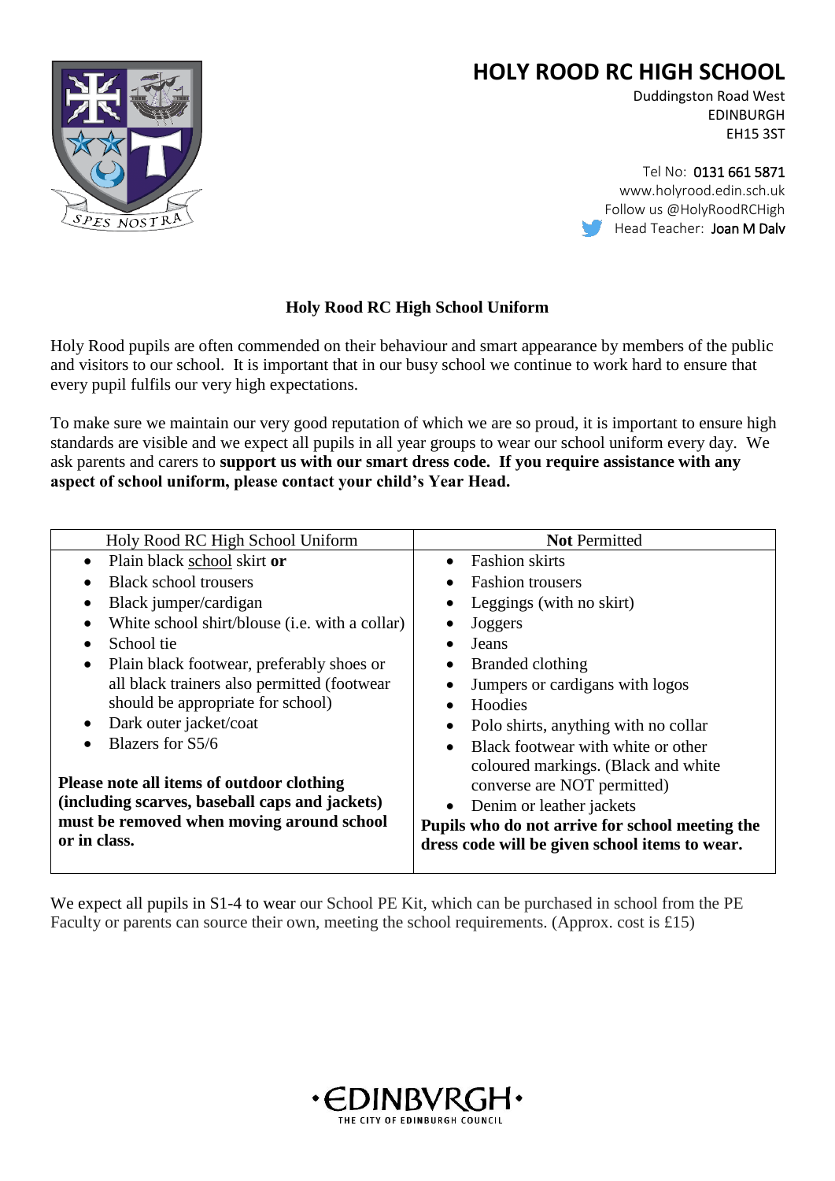# HOLY ROOD RC HIGH SCHOOL

Duddingston Road West
EDINBURGH
EH15 3ST

Tel No: 0131 661 5871
www.holyrood.edin.sch.uk
Follow us @HolyRoodRCHigh
Head Teacher: Joan M Daly

## Holy Rood RC High School Uniform

Holy Rood pupils are often commended on their behaviour and smart appearance by members of the public and visitors to our school. It is important that in our busy school we continue to work hard to ensure that every pupil fulfils our very high expectations.

To make sure we maintain our very good reputation of which we are so proud, it is important to ensure high standards are visible and we expect all pupils in all year groups to wear our school uniform every day. We ask parents and carers to **support us with our smart dress code. If you require assistance with any aspect of school uniform, please contact your child's Year Head.**

| Holy Rood RC High School Uniform | **Not** Permitted |
|---|---|
| • Plain black school skirt **or**<br>• Black school trousers<br>• Black jumper/cardigan<br>• White school shirt/blouse (i.e. with a collar)<br>• School tie<br>• Plain black footwear, preferably shoes or all black trainers also permitted (footwear should be appropriate for school)<br>• Dark outer jacket/coat<br>• Blazers for S5/6<br><br>**Please note all items of outdoor clothing (including scarves, baseball caps and jackets) must be removed when moving around school or in class.** | • Fashion skirts<br>• Fashion trousers<br>• Leggings (with no skirt)<br>• Joggers<br>• Jeans<br>• Branded clothing<br>• Jumpers or cardigans with logos<br>• Hoodies<br>• Polo shirts, anything with no collar<br>• Black footwear with white or other coloured markings. (Black and white converse are NOT permitted)<br>• Denim or leather jackets<br>**Pupils who do not arrive for school meeting the dress code will be given school items to wear.** |

We expect all pupils in S1-4 to wear our School PE Kit, which can be purchased in school from the PE Faculty or parents can source their own, meeting the school requirements. (Approx. cost is £15)

·EDINBVRGH·
THE CITY OF EDINBURGH COUNCIL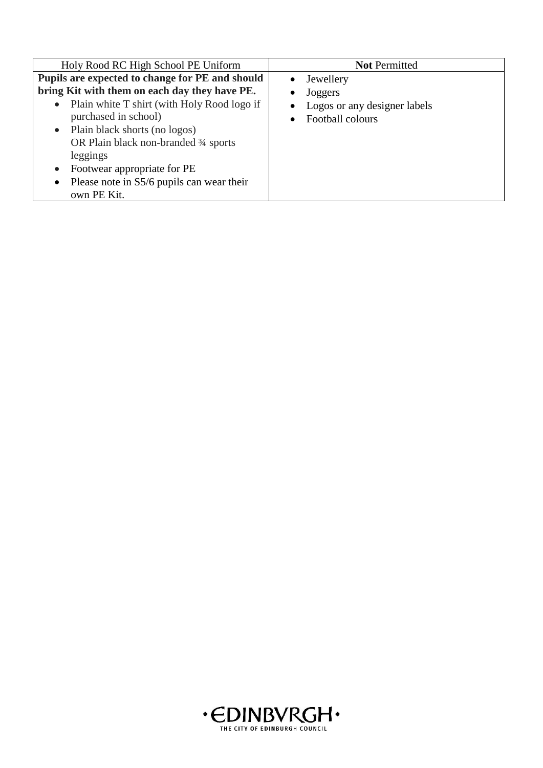| Holy Rood RC High School PE Uniform | **Not** Permitted |
|---|---|
| **Pupils are expected to change for PE and should bring Kit with them on each day they have PE.**<br>• Plain white T shirt (with Holy Rood logo if purchased in school)<br>• Plain black shorts (no logos) OR Plain black non-branded ¾ sports leggings<br>• Footwear appropriate for PE<br>• Please note in S5/6 pupils can wear their own PE Kit. | • Jewellery<br>• Joggers<br>• Logos or any designer labels<br>• Football colours |